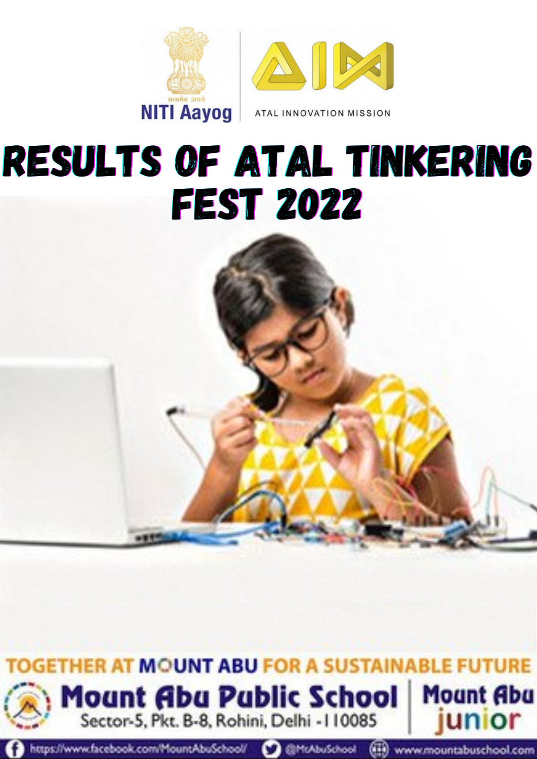सत्यमेव जयते

NITI Aayog

ATAL INNOVATION MISSION

# RESULTS OF ATAL TINKERING FEST 2022

TOGETHER AT MOUNT ABU FOR A SUSTAINABLE FUTURE

**Mount Abu Public School**

Sector-5, Pkt. B-8, Rohini, Delhi -110085

**Mount Abu junior**

https://www.facebook.com/MountAbuSchool/ @MtAbuSchool www.mountabuschool.com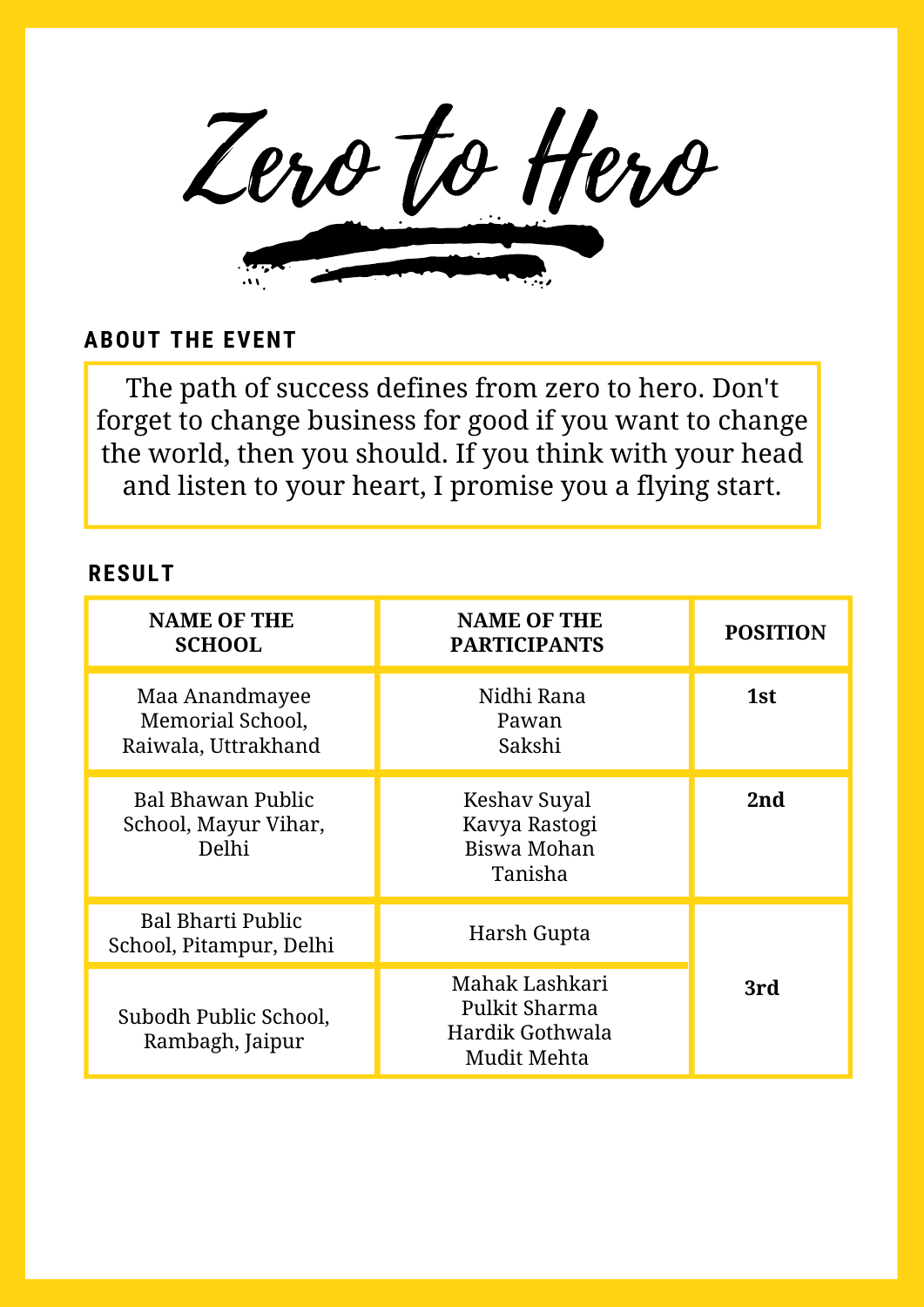# Zero to Hero

## ABOUT THE EVENT

The path of success defines from zero to hero. Don't forget to change business for good if you want to change the world, then you should. If you think with your head and listen to your heart, I promise you a flying start.

## RESULT

| NAME OF THE SCHOOL | NAME OF THE PARTICIPANTS | POSITION |
|---|---|---|
| Maa Anandmayee Memorial School, Raiwala, Uttrakhand | Nidhi Rana<br>Pawan<br>Sakshi | **1st** |
| Bal Bhawan Public School, Mayur Vihar, Delhi | Keshav Suyal<br>Kavya Rastogi<br>Biswa Mohan<br>Tanisha | **2nd** |
| Bal Bharti Public School, Pitampur, Delhi | Harsh Gupta | **3rd** |
| Subodh Public School, Rambagh, Jaipur | Mahak Lashkari<br>Pulkit Sharma<br>Hardik Gothwala<br>Mudit Mehta | |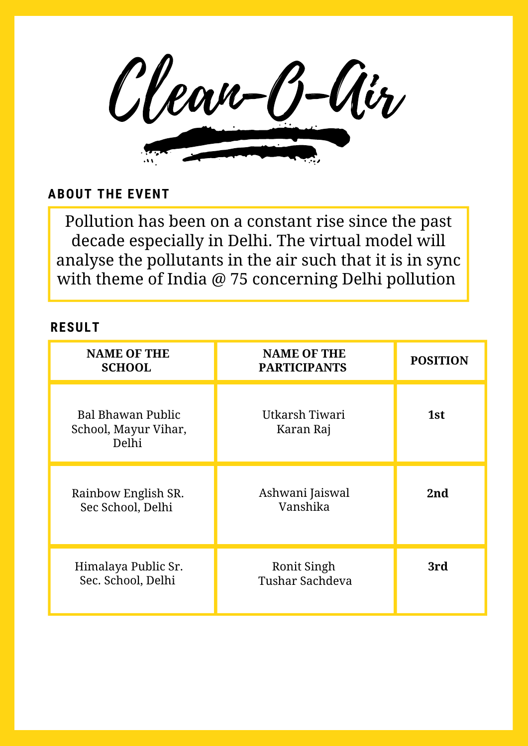# Clean-O-Air

## ABOUT THE EVENT

Pollution has been on a constant rise since the past decade especially in Delhi. The virtual model will analyse the pollutants in the air such that it is in sync with theme of India @ 75 concerning Delhi pollution

## RESULT

| NAME OF THE SCHOOL | NAME OF THE PARTICIPANTS | POSITION |
|---|---|---|
| Bal Bhawan Public School, Mayur Vihar, Delhi | Utkarsh Tiwari<br>Karan Raj | **1st** |
| Rainbow English SR. Sec School, Delhi | Ashwani Jaiswal<br>Vanshika | **2nd** |
| Himalaya Public Sr. Sec. School, Delhi | Ronit Singh<br>Tushar Sachdeva | **3rd** |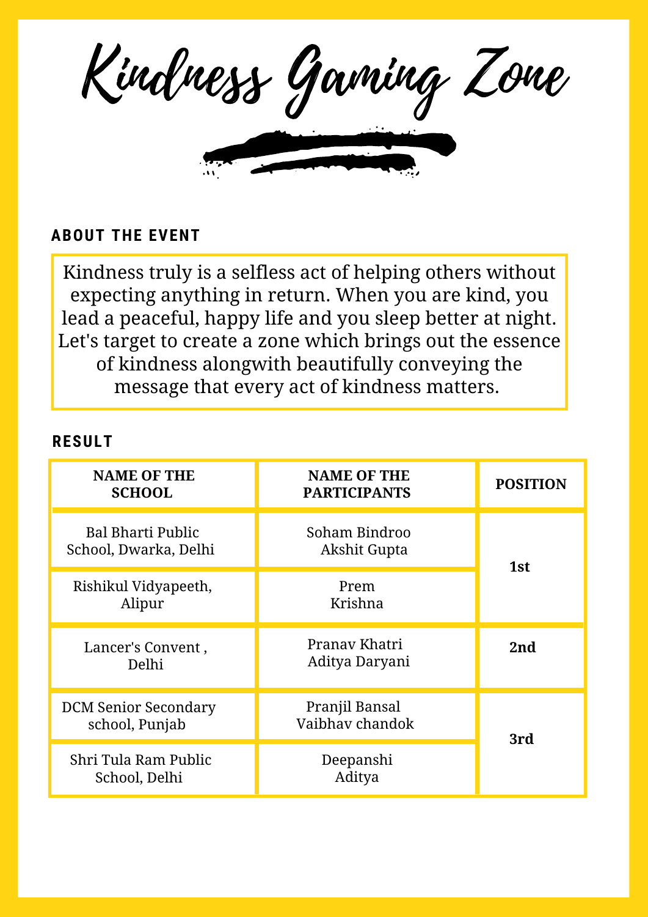# Kindness Gaming Zone

## ABOUT THE EVENT

Kindness truly is a selfless act of helping others without expecting anything in return. When you are kind, you lead a peaceful, happy life and you sleep better at night. Let's target to create a zone which brings out the essence of kindness alongwith beautifully conveying the message that every act of kindness matters.

## RESULT

| NAME OF THE SCHOOL | NAME OF THE PARTICIPANTS | POSITION |
|---|---|---|
| Bal Bharti Public School, Dwarka, Delhi | Soham Bindroo<br>Akshit Gupta | 1st |
| Rishikul Vidyapeeth, Alipur | Prem<br>Krishna | |
| Lancer's Convent , Delhi | Pranav Khatri<br>Aditya Daryani | 2nd |
| DCM Senior Secondary school, Punjab | Pranjil Bansal<br>Vaibhav chandok | 3rd |
| Shri Tula Ram Public School, Delhi | Deepanshi<br>Aditya | |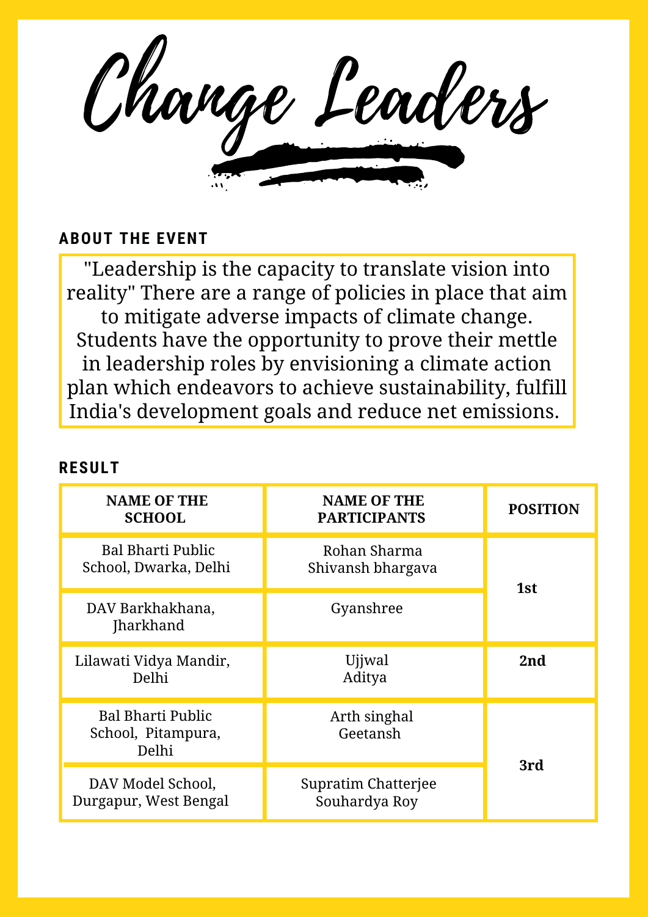# Change Leaders

## ABOUT THE EVENT

"Leadership is the capacity to translate vision into reality" There are a range of policies in place that aim to mitigate adverse impacts of climate change. Students have the opportunity to prove their mettle in leadership roles by envisioning a climate action plan which endeavors to achieve sustainability, fulfill India's development goals and reduce net emissions.

## RESULT

| NAME OF THE SCHOOL | NAME OF THE PARTICIPANTS | POSITION |
|---|---|---|
| Bal Bharti Public School, Dwarka, Delhi | Rohan Sharma<br>Shivansh bhargava | 1st |
| DAV Barkhakhana, Jharkhand | Gyanshree | |
| Lilawati Vidya Mandir, Delhi | Ujjwal<br>Aditya | 2nd |
| Bal Bharti Public School, Pitampura, Delhi | Arth singhal<br>Geetansh | 3rd |
| DAV Model School, Durgapur, West Bengal | Supratim Chatterjee<br>Souhardya Roy | |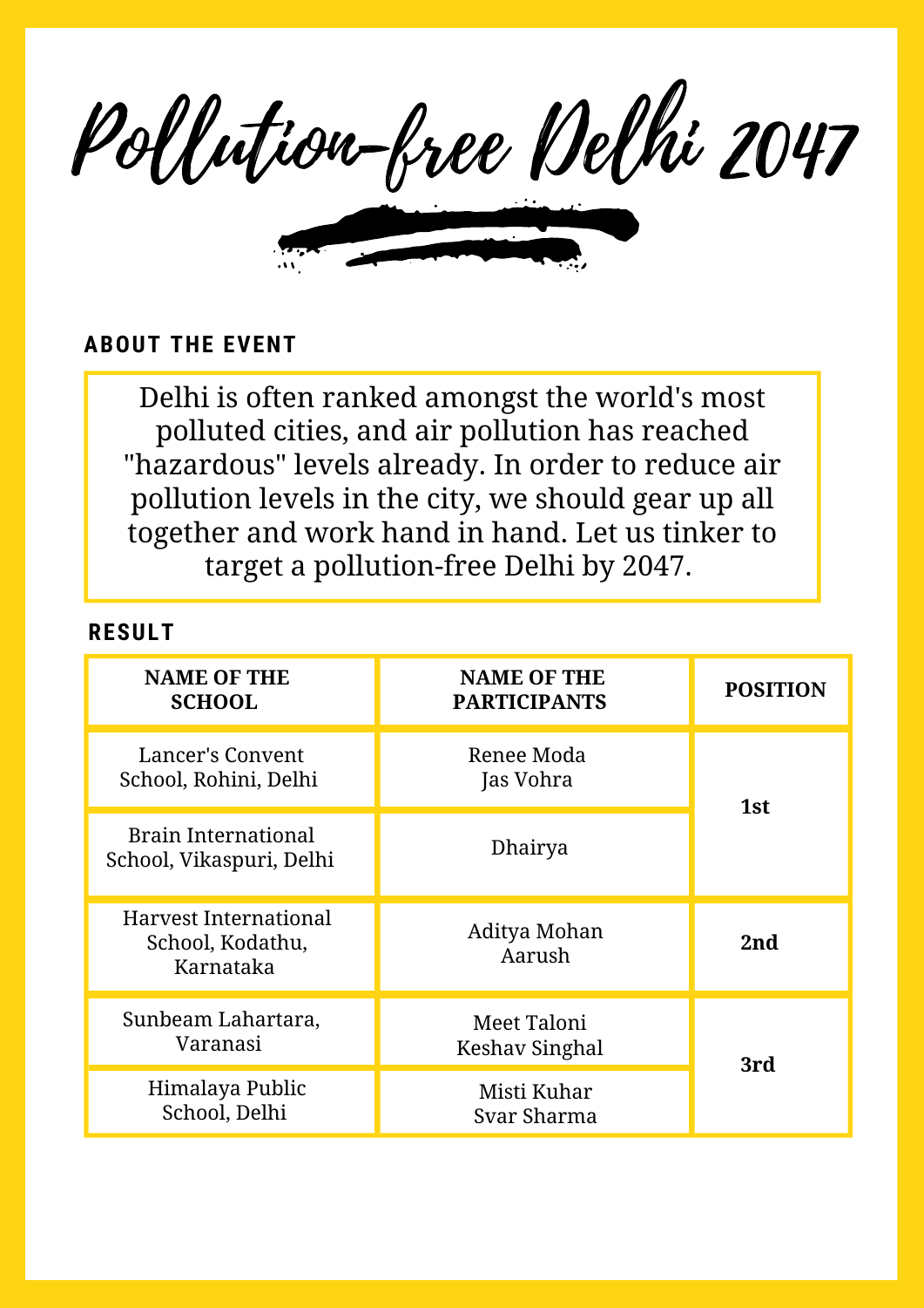# Pollution-free Delhi 2047

## ABOUT THE EVENT

Delhi is often ranked amongst the world's most polluted cities, and air pollution has reached "hazardous" levels already. In order to reduce air pollution levels in the city, we should gear up all together and work hand in hand. Let us tinker to target a pollution-free Delhi by 2047.

## RESULT

| NAME OF THE SCHOOL | NAME OF THE PARTICIPANTS | POSITION |
|---|---|---|
| Lancer's Convent School, Rohini, Delhi | Renee Moda<br>Jas Vohra | 1st |
| Brain International School, Vikaspuri, Delhi | Dhairya | |
| Harvest International School, Kodathu, Karnataka | Aditya Mohan<br>Aarush | 2nd |
| Sunbeam Lahartara, Varanasi | Meet Taloni<br>Keshav Singhal | 3rd |
| Himalaya Public School, Delhi | Misti Kuhar<br>Svar Sharma | |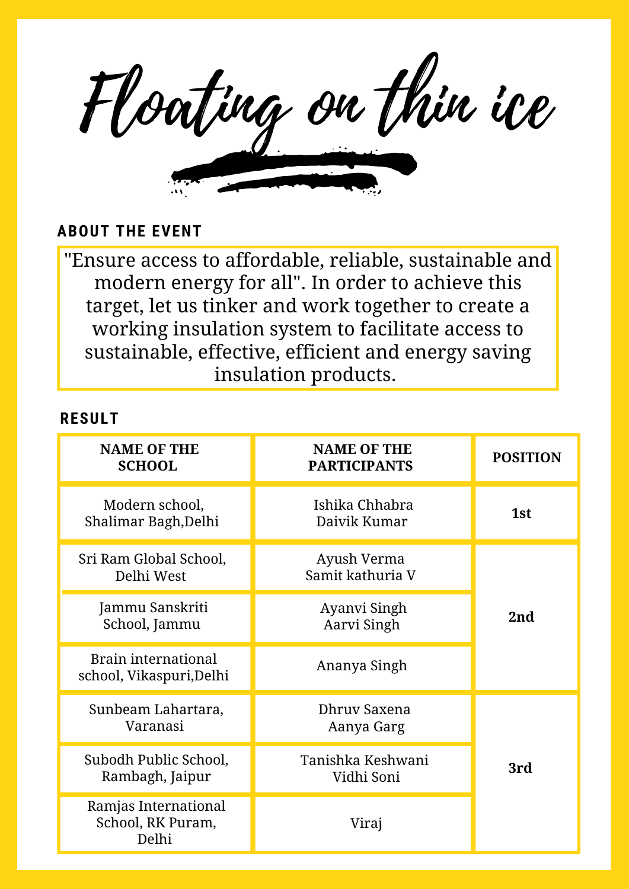# Floating on thin ice

## ABOUT THE EVENT

"Ensure access to affordable, reliable, sustainable and modern energy for all". In order to achieve this target, let us tinker and work together to create a working insulation system to facilitate access to sustainable, effective, efficient and energy saving insulation products.

## RESULT

| NAME OF THE SCHOOL | NAME OF THE PARTICIPANTS | POSITION |
|---|---|---|
| Modern school, Shalimar Bagh,Delhi | Ishika Chhabra<br>Daivik Kumar | **1st** |
| Sri Ram Global School, Delhi West | Ayush Verma<br>Samit kathuria V | **2nd** |
| Jammu Sanskriti School, Jammu | Ayanvi Singh<br>Aarvi Singh | |
| Brain international school, Vikaspuri,Delhi | Ananya Singh | |
| Sunbeam Lahartara, Varanasi | Dhruv Saxena<br>Aanya Garg | **3rd** |
| Subodh Public School, Rambagh, Jaipur | Tanishka Keshwani<br>Vidhi Soni | |
| Ramjas International School, RK Puram, Delhi | Viraj | |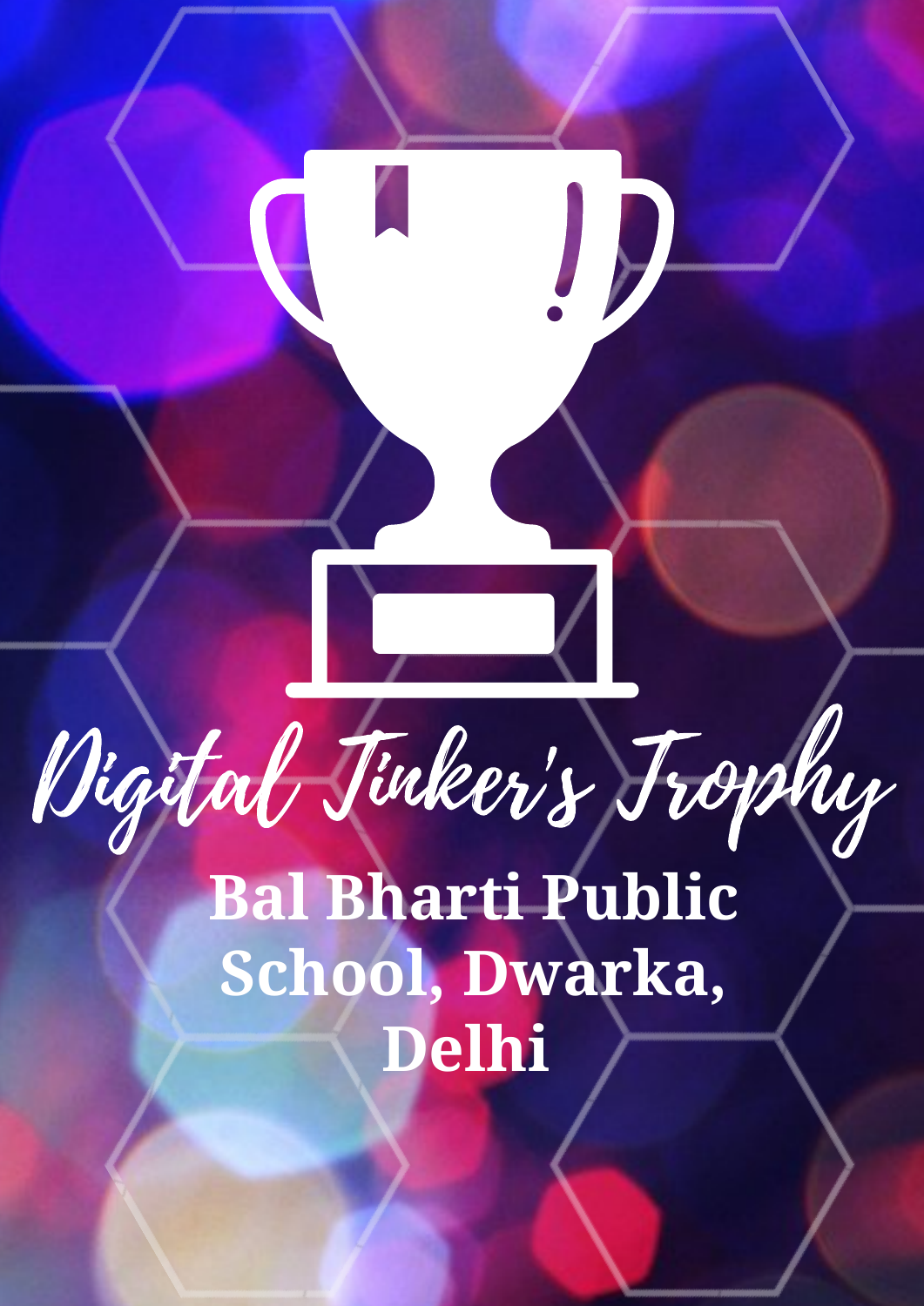# Digital Tinker's Trophy

**Bal Bharti Public School, Dwarka, Delhi**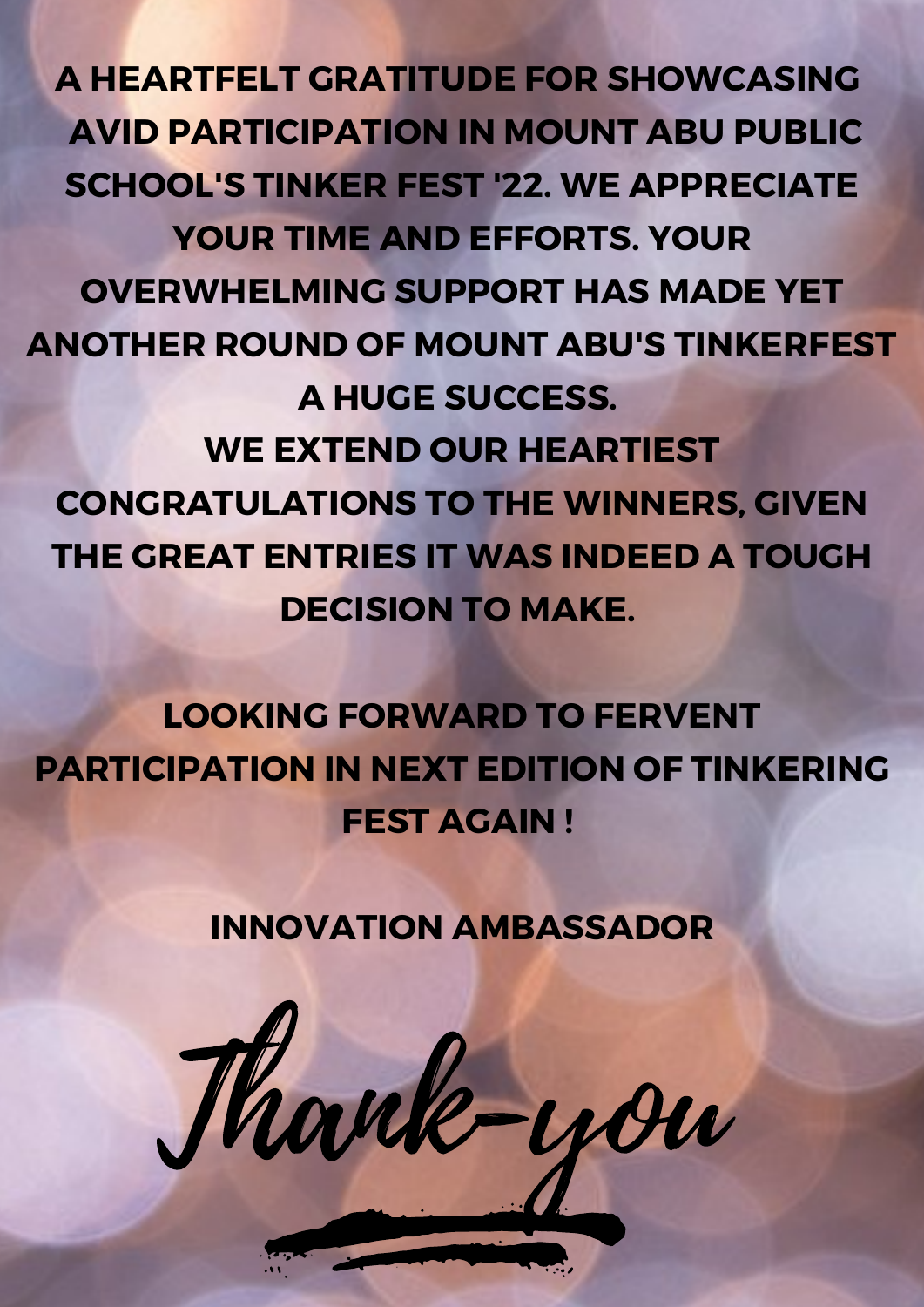**A HEARTFELT GRATITUDE FOR SHOWCASING AVID PARTICIPATION IN MOUNT ABU PUBLIC SCHOOL'S TINKER FEST '22. WE APPRECIATE YOUR TIME AND EFFORTS. YOUR OVERWHELMING SUPPORT HAS MADE YET ANOTHER ROUND OF MOUNT ABU'S TINKERFEST A HUGE SUCCESS.**

**WE EXTEND OUR HEARTIEST CONGRATULATIONS TO THE WINNERS, GIVEN THE GREAT ENTRIES IT WAS INDEED A TOUGH DECISION TO MAKE.**

**LOOKING FORWARD TO FERVENT PARTICIPATION IN NEXT EDITION OF TINKERING FEST AGAIN !**

**INNOVATION AMBASSADOR**

*Thank-you*